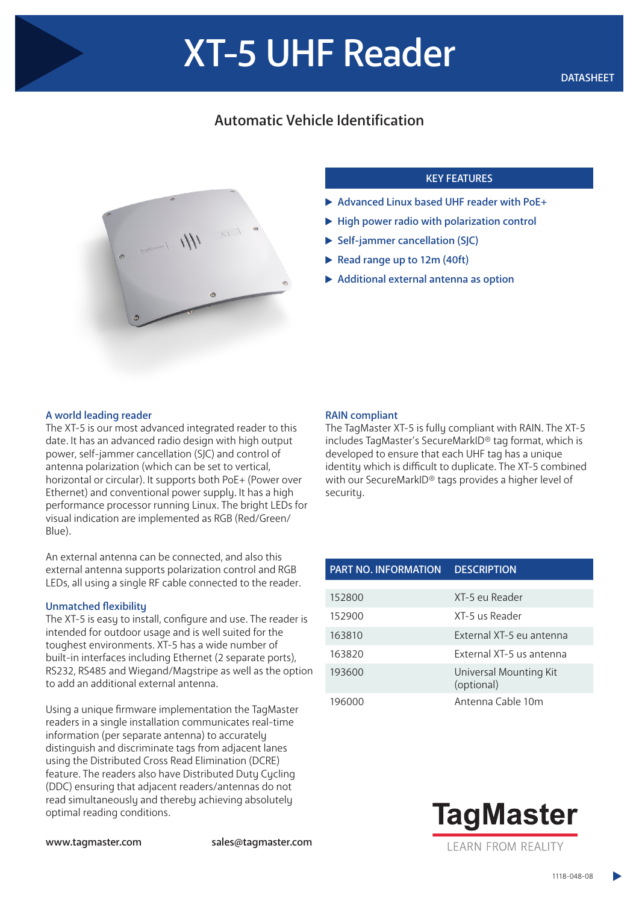# XT-5 UHF Reader

DATASHEET

## Automatic Vehicle Identification

### KEY FEATURES

- Advanced Linux based UHF reader with PoE+
- High power radio with polarization control
- Self-jammer cancellation (SJC)
- Read range up to 12m (40ft)
- Additional external antenna as option

### A world leading reader

The XT-5 is our most advanced integrated reader to this date. It has an advanced radio design with high output power, self-jammer cancellation (SJC) and control of antenna polarization (which can be set to vertical, horizontal or circular). It supports both PoE+ (Power over Ethernet) and conventional power supply. It has a high performance processor running Linux. The bright LEDs for visual indication are implemented as RGB (Red/Green/Blue).

An external antenna can be connected, and also this external antenna supports polarization control and RGB LEDs, all using a single RF cable connected to the reader.

### Unmatched flexibility

The XT-5 is easy to install, configure and use. The reader is intended for outdoor usage and is well suited for the toughest environments. XT-5 has a wide number of built-in interfaces including Ethernet (2 separate ports), RS232, RS485 and Wiegand/Magstripe as well as the option to add an additional external antenna.

Using a unique firmware implementation the TagMaster readers in a single installation communicates real-time information (per separate antenna) to accurately distinguish and discriminate tags from adjacent lanes using the Distributed Cross Read Elimination (DCRE) feature. The readers also have Distributed Duty Cycling (DDC) ensuring that adjacent readers/antennas do not read simultaneously and thereby achieving absolutely optimal reading conditions.

### RAIN compliant

The TagMaster XT-5 is fully compliant with RAIN. The XT-5 includes TagMaster's SecureMarkID® tag format, which is developed to ensure that each UHF tag has a unique identity which is difficult to duplicate. The XT-5 combined with our SecureMarkID® tags provides a higher level of security.

| PART NO. INFORMATION | DESCRIPTION |
|---|---|
| 152800 | XT-5 eu Reader |
| 152900 | XT-5 us Reader |
| 163810 | External XT-5 eu antenna |
| 163820 | External XT-5 us antenna |
| 193600 | Universal Mounting Kit (optional) |
| 196000 | Antenna Cable 10m |

www.tagmaster.com

sales@tagmaster.com

**TagMaster**

LEARN FROM REALITY

1118-048-08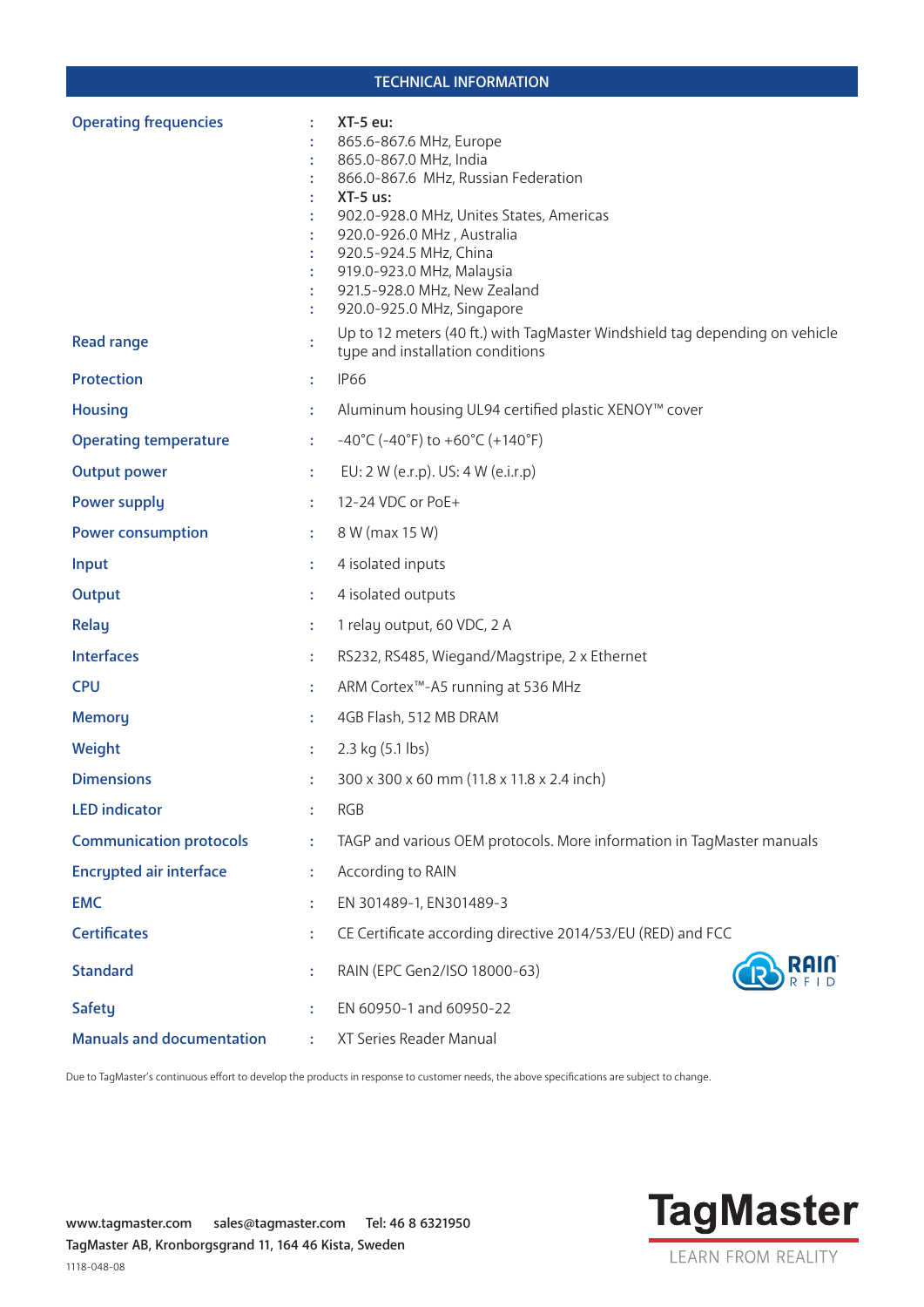## TECHNICAL INFORMATION

| | | |
|---|---|---|
| Operating frequencies | : | **XT-5 eu:**<br>865.6-867.6 MHz, Europe<br>865.0-867.0 MHz, India<br>866.0-867.6 MHz, Russian Federation<br>**XT-5 us:**<br>902.0-928.0 MHz, Unites States, Americas<br>920.0-926.0 MHz , Australia<br>920.5-924.5 MHz, China<br>919.0-923.0 MHz, Malaysia<br>921.5-928.0 MHz, New Zealand<br>920.0-925.0 MHz, Singapore |
| Read range | : | Up to 12 meters (40 ft.) with TagMaster Windshield tag depending on vehicle type and installation conditions |
| Protection | : | IP66 |
| Housing | : | Aluminum housing UL94 certified plastic XENOY™ cover |
| Operating temperature | : | -40°C (-40°F) to +60°C (+140°F) |
| Output power | : | EU: 2 W (e.r.p). US: 4 W (e.i.r.p) |
| Power supply | : | 12-24 VDC or PoE+ |
| Power consumption | : | 8 W (max 15 W) |
| Input | : | 4 isolated inputs |
| Output | : | 4 isolated outputs |
| Relay | : | 1 relay output, 60 VDC, 2 A |
| Interfaces | : | RS232, RS485, Wiegand/Magstripe, 2 x Ethernet |
| CPU | : | ARM Cortex™-A5 running at 536 MHz |
| Memory | : | 4GB Flash, 512 MB DRAM |
| Weight | : | 2.3 kg (5.1 lbs) |
| Dimensions | : | 300 x 300 x 60 mm (11.8 x 11.8 x 2.4 inch) |
| LED indicator | : | RGB |
| Communication protocols | : | TAGP and various OEM protocols. More information in TagMaster manuals |
| Encrypted air interface | : | According to RAIN |
| EMC | : | EN 301489-1, EN301489-3 |
| Certificates | : | CE Certificate according directive 2014/53/EU (RED) and FCC |
| Standard | : | RAIN (EPC Gen2/ISO 18000-63) |
| Safety | : | EN 60950-1 and 60950-22 |
| Manuals and documentation | : | XT Series Reader Manual |

RAIN RFID

Due to TagMaster's continuous effort to develop the products in response to customer needs, the above specifications are subject to change.

**www.tagmaster.com sales@tagmaster.com Tel: 46 8 6321950**
**TagMaster AB, Kronborgsgrand 11, 164 46 Kista, Sweden**
1118-048-08

**TagMaster**
LEARN FROM REALITY